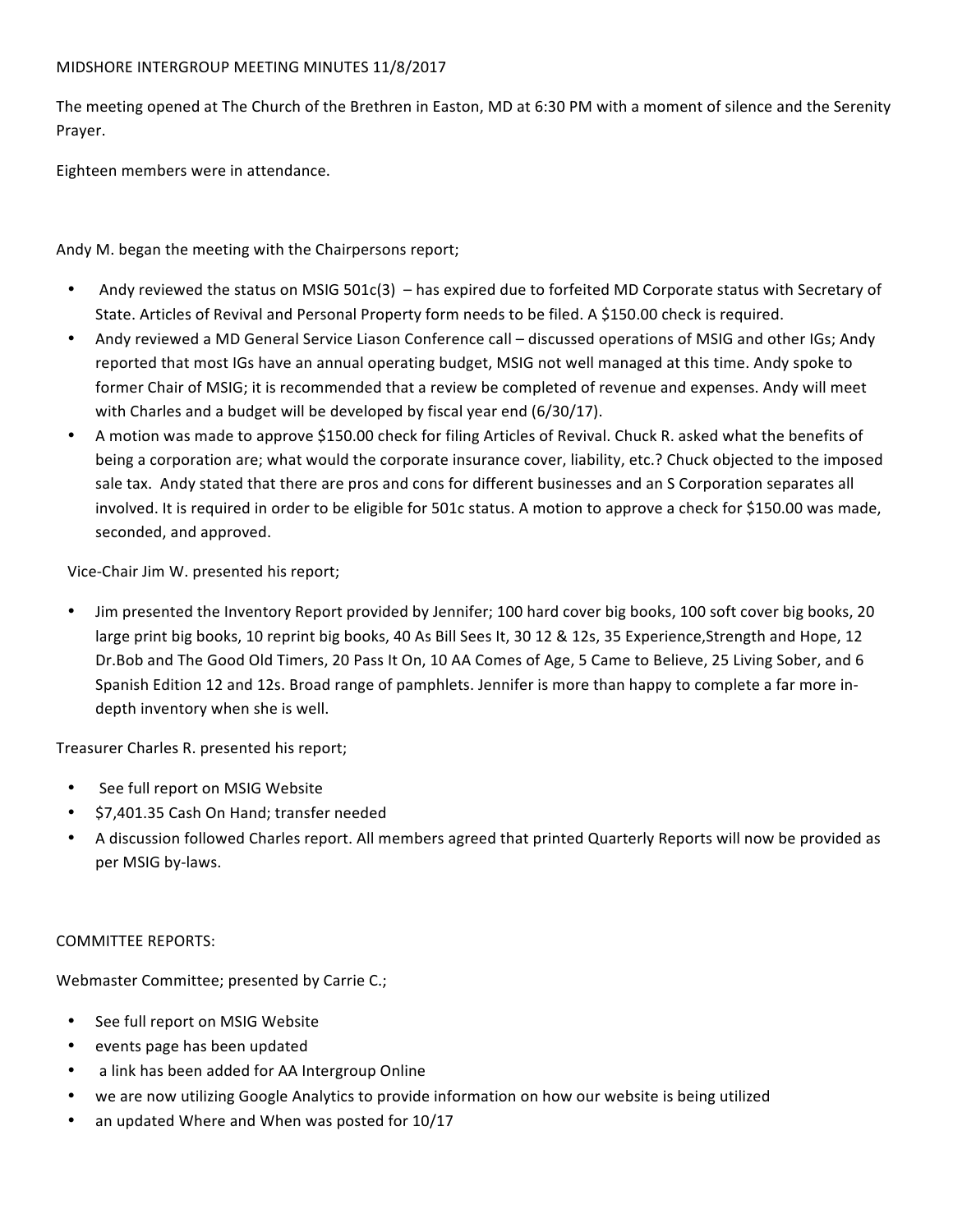MIDSHORE INTERGROUP MEETING MINUTES 11/8/2017

The meeting opened at The Church of the Brethren in Easton, MD at 6:30 PM with a moment of silence and the Serenity Prayer.

Eighteen members were in attendance.

Andy M. began the meeting with the Chairpersons report;

- Andy reviewed the status on MSIG 501c(3) – has expired due to forfeited MD Corporate status with Secretary of State. Articles of Revival and Personal Property form needs to be filed. A $150.00 check is required.
- Andy reviewed a MD General Service Liason Conference call – discussed operations of MSIG and other IGs; Andy reported that most IGs have an annual operating budget, MSIG not well managed at this time. Andy spoke to former Chair of MSIG; it is recommended that a review be completed of revenue and expenses. Andy will meet with Charles and a budget will be developed by fiscal year end (6/30/17).
- A motion was made to approve $150.00 check for filing Articles of Revival. Chuck R. asked what the benefits of being a corporation are; what would the corporate insurance cover, liability, etc.? Chuck objected to the imposed sale tax. Andy stated that there are pros and cons for different businesses and an S Corporation separates all involved. It is required in order to be eligible for 501c status. A motion to approve a check for $150.00 was made, seconded, and approved.

Vice-Chair Jim W. presented his report;

- Jim presented the Inventory Report provided by Jennifer; 100 hard cover big books, 100 soft cover big books, 20 large print big books, 10 reprint big books, 40 As Bill Sees It, 30 12 & 12s, 35 Experience,Strength and Hope, 12 Dr.Bob and The Good Old Timers, 20 Pass It On, 10 AA Comes of Age, 5 Came to Believe, 25 Living Sober, and 6 Spanish Edition 12 and 12s. Broad range of pamphlets. Jennifer is more than happy to complete a far more in-depth inventory when she is well.

Treasurer Charles R. presented his report;

- See full report on MSIG Website
- $7,401.35 Cash On Hand; transfer needed
- A discussion followed Charles report. All members agreed that printed Quarterly Reports will now be provided as per MSIG by-laws.

COMMITTEE REPORTS:

Webmaster Committee; presented by Carrie C.;

- See full report on MSIG Website
- events page has been updated
- a link has been added for AA Intergroup Online
- we are now utilizing Google Analytics to provide information on how our website is being utilized
- an updated Where and When was posted for 10/17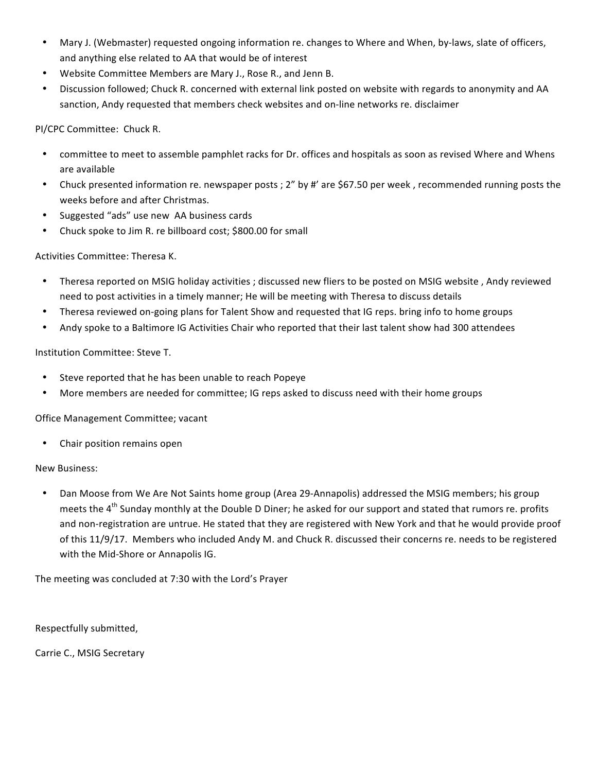- Mary J. (Webmaster) requested ongoing information re. changes to Where and When, by-laws, slate of officers, and anything else related to AA that would be of interest
- Website Committee Members are Mary J., Rose R., and Jenn B.
- Discussion followed; Chuck R. concerned with external link posted on website with regards to anonymity and AA sanction, Andy requested that members check websites and on-line networks re. disclaimer

PI/CPC Committee: Chuck R.

- committee to meet to assemble pamphlet racks for Dr. offices and hospitals as soon as revised Where and Whens are available
- Chuck presented information re. newspaper posts ; 2" by #' are $67.50 per week , recommended running posts the weeks before and after Christmas.
- Suggested "ads" use new AA business cards
- Chuck spoke to Jim R. re billboard cost; $800.00 for small

Activities Committee: Theresa K.

- Theresa reported on MSIG holiday activities ; discussed new fliers to be posted on MSIG website , Andy reviewed need to post activities in a timely manner; He will be meeting with Theresa to discuss details
- Theresa reviewed on-going plans for Talent Show and requested that IG reps. bring info to home groups
- Andy spoke to a Baltimore IG Activities Chair who reported that their last talent show had 300 attendees

Institution Committee: Steve T.

- Steve reported that he has been unable to reach Popeye
- More members are needed for committee; IG reps asked to discuss need with their home groups

Office Management Committee; vacant

- Chair position remains open

New Business:

- Dan Moose from We Are Not Saints home group (Area 29-Annapolis) addressed the MSIG members; his group meets the 4th Sunday monthly at the Double D Diner; he asked for our support and stated that rumors re. profits and non-registration are untrue. He stated that they are registered with New York and that he would provide proof of this 11/9/17. Members who included Andy M. and Chuck R. discussed their concerns re. needs to be registered with the Mid-Shore or Annapolis IG.

The meeting was concluded at 7:30 with the Lord's Prayer

Respectfully submitted,

Carrie C., MSIG Secretary